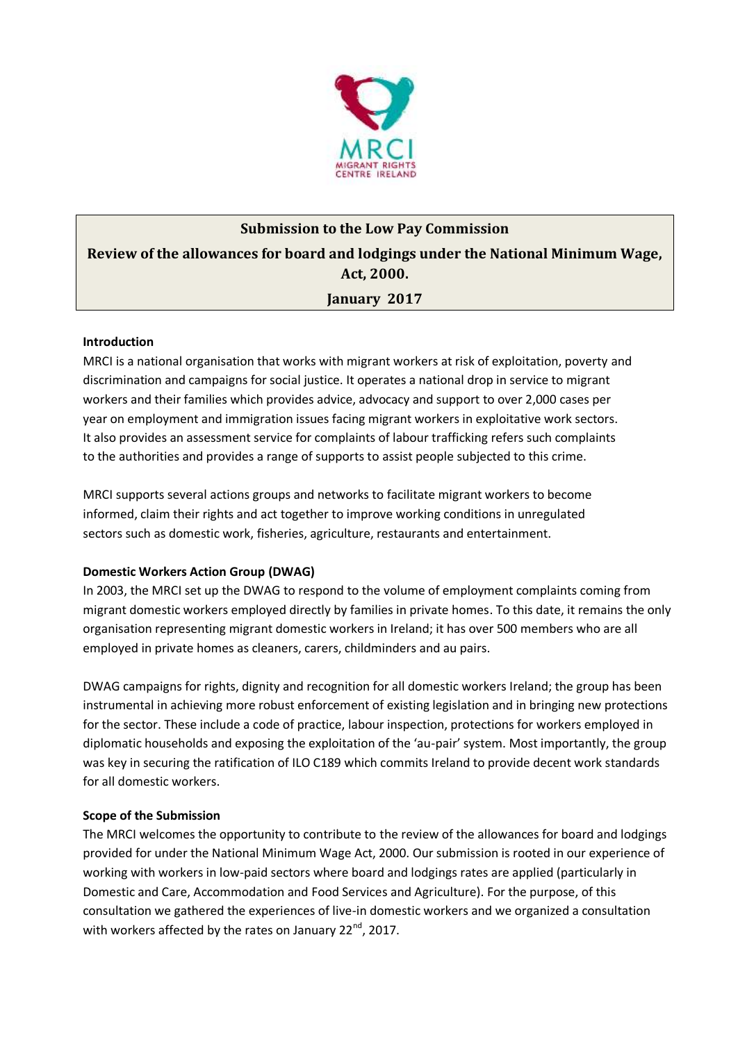# Submission to the Low Pay Commission

## Review of the allowances for board and lodgings under the National Minimum Wage, Act, 2000.

## January 2017

**Introduction**

MRCI is a national organisation that works with migrant workers at risk of exploitation, poverty and discrimination and campaigns for social justice. It operates a national drop in service to migrant workers and their families which provides advice, advocacy and support to over 2,000 cases per year on employment and immigration issues facing migrant workers in exploitative work sectors. It also provides an assessment service for complaints of labour trafficking refers such complaints to the authorities and provides a range of supports to assist people subjected to this crime.

MRCI supports several actions groups and networks to facilitate migrant workers to become informed, claim their rights and act together to improve working conditions in unregulated sectors such as domestic work, fisheries, agriculture, restaurants and entertainment.

**Domestic Workers Action Group (DWAG)**

In 2003, the MRCI set up the DWAG to respond to the volume of employment complaints coming from migrant domestic workers employed directly by families in private homes. To this date, it remains the only organisation representing migrant domestic workers in Ireland; it has over 500 members who are all employed in private homes as cleaners, carers, childminders and au pairs.

DWAG campaigns for rights, dignity and recognition for all domestic workers Ireland; the group has been instrumental in achieving more robust enforcement of existing legislation and in bringing new protections for the sector. These include a code of practice, labour inspection, protections for workers employed in diplomatic households and exposing the exploitation of the 'au-pair' system. Most importantly, the group was key in securing the ratification of ILO C189 which commits Ireland to provide decent work standards for all domestic workers.

**Scope of the Submission**

The MRCI welcomes the opportunity to contribute to the review of the allowances for board and lodgings provided for under the National Minimum Wage Act, 2000. Our submission is rooted in our experience of working with workers in low-paid sectors where board and lodgings rates are applied (particularly in Domestic and Care, Accommodation and Food Services and Agriculture). For the purpose, of this consultation we gathered the experiences of live-in domestic workers and we organized a consultation with workers affected by the rates on January 22nd, 2017.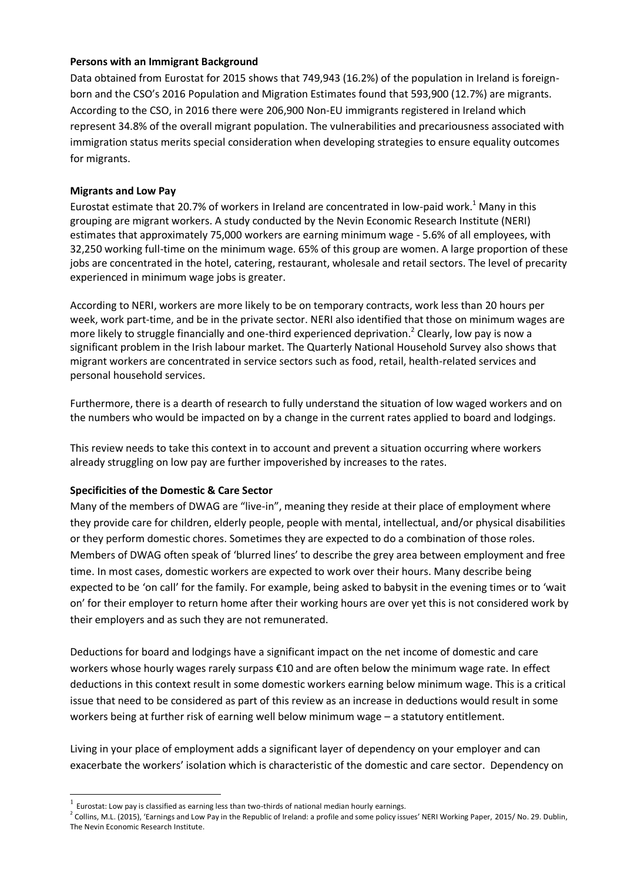**Persons with an Immigrant Background**

Data obtained from Eurostat for 2015 shows that 749,943 (16.2%) of the population in Ireland is foreign-born and the CSO's 2016 Population and Migration Estimates found that 593,900 (12.7%) are migrants. According to the CSO, in 2016 there were 206,900 Non-EU immigrants registered in Ireland which represent 34.8% of the overall migrant population. The vulnerabilities and precariousness associated with immigration status merits special consideration when developing strategies to ensure equality outcomes for migrants.

**Migrants and Low Pay**

Eurostat estimate that 20.7% of workers in Ireland are concentrated in low-paid work.[1] Many in this grouping are migrant workers. A study conducted by the Nevin Economic Research Institute (NERI) estimates that approximately 75,000 workers are earning minimum wage - 5.6% of all employees, with 32,250 working full-time on the minimum wage. 65% of this group are women. A large proportion of these jobs are concentrated in the hotel, catering, restaurant, wholesale and retail sectors. The level of precarity experienced in minimum wage jobs is greater.

According to NERI, workers are more likely to be on temporary contracts, work less than 20 hours per week, work part-time, and be in the private sector. NERI also identified that those on minimum wages are more likely to struggle financially and one-third experienced deprivation.[2] Clearly, low pay is now a significant problem in the Irish labour market. The Quarterly National Household Survey also shows that migrant workers are concentrated in service sectors such as food, retail, health-related services and personal household services.

Furthermore, there is a dearth of research to fully understand the situation of low waged workers and on the numbers who would be impacted on by a change in the current rates applied to board and lodgings.

This review needs to take this context in to account and prevent a situation occurring where workers already struggling on low pay are further impoverished by increases to the rates.

**Specificities of the Domestic & Care Sector**

Many of the members of DWAG are "live-in", meaning they reside at their place of employment where they provide care for children, elderly people, people with mental, intellectual, and/or physical disabilities or they perform domestic chores. Sometimes they are expected to do a combination of those roles. Members of DWAG often speak of 'blurred lines' to describe the grey area between employment and free time. In most cases, domestic workers are expected to work over their hours. Many describe being expected to be 'on call' for the family. For example, being asked to babysit in the evening times or to 'wait on' for their employer to return home after their working hours are over yet this is not considered work by their employers and as such they are not remunerated.

Deductions for board and lodgings have a significant impact on the net income of domestic and care workers whose hourly wages rarely surpass €10 and are often below the minimum wage rate. In effect deductions in this context result in some domestic workers earning below minimum wage. This is a critical issue that need to be considered as part of this review as an increase in deductions would result in some workers being at further risk of earning well below minimum wage – a statutory entitlement.

Living in your place of employment adds a significant layer of dependency on your employer and can exacerbate the workers' isolation which is characteristic of the domestic and care sector. Dependency on

---

[1] Eurostat: Low pay is classified as earning less than two-thirds of national median hourly earnings.

[2] Collins, M.L. (2015), 'Earnings and Low Pay in the Republic of Ireland: a profile and some policy issues' NERI Working Paper, 2015/ No. 29. Dublin, The Nevin Economic Research Institute.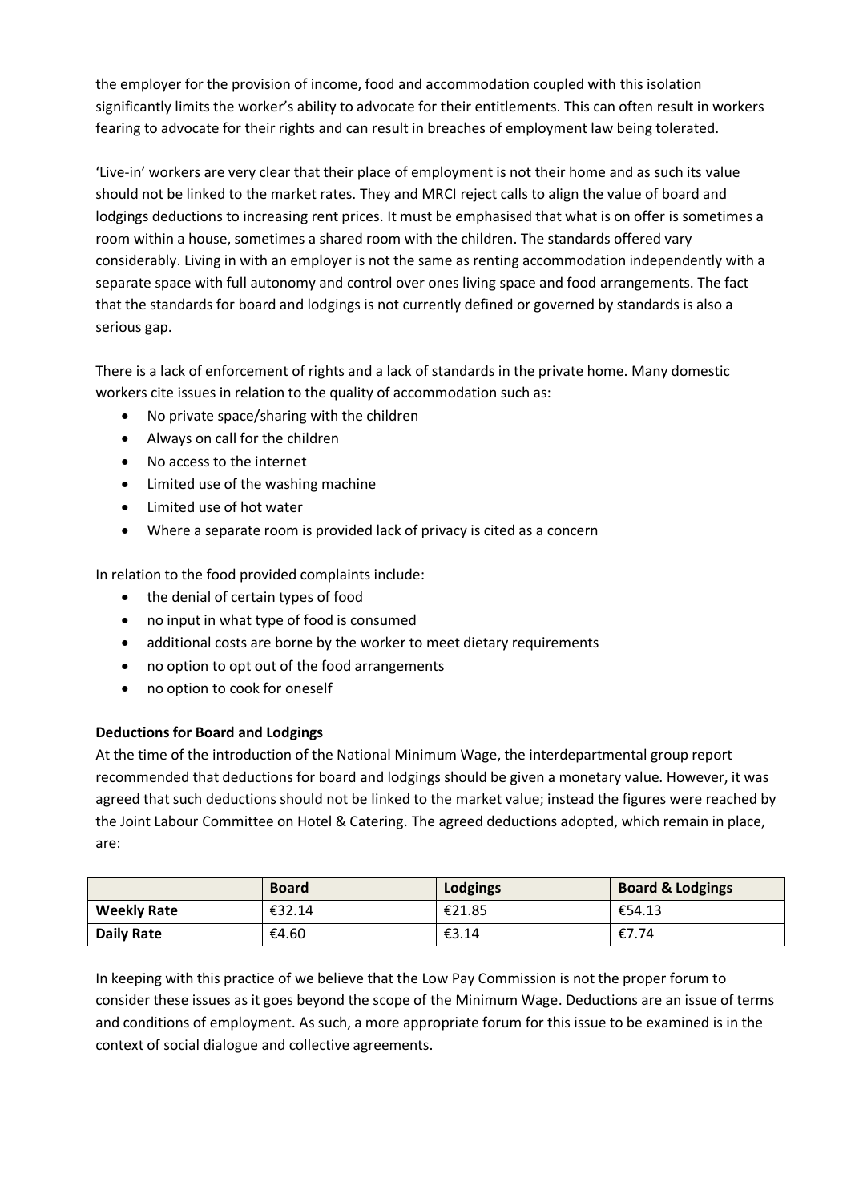the employer for the provision of income, food and accommodation coupled with this isolation significantly limits the worker's ability to advocate for their entitlements. This can often result in workers fearing to advocate for their rights and can result in breaches of employment law being tolerated.

'Live-in' workers are very clear that their place of employment is not their home and as such its value should not be linked to the market rates. They and MRCI reject calls to align the value of board and lodgings deductions to increasing rent prices. It must be emphasised that what is on offer is sometimes a room within a house, sometimes a shared room with the children. The standards offered vary considerably. Living in with an employer is not the same as renting accommodation independently with a separate space with full autonomy and control over ones living space and food arrangements. The fact that the standards for board and lodgings is not currently defined or governed by standards is also a serious gap.

There is a lack of enforcement of rights and a lack of standards in the private home. Many domestic workers cite issues in relation to the quality of accommodation such as:

- No private space/sharing with the children
- Always on call for the children
- No access to the internet
- Limited use of the washing machine
- Limited use of hot water
- Where a separate room is provided lack of privacy is cited as a concern

In relation to the food provided complaints include:

- the denial of certain types of food
- no input in what type of food is consumed
- additional costs are borne by the worker to meet dietary requirements
- no option to opt out of the food arrangements
- no option to cook for oneself

**Deductions for Board and Lodgings**

At the time of the introduction of the National Minimum Wage, the interdepartmental group report recommended that deductions for board and lodgings should be given a monetary value. However, it was agreed that such deductions should not be linked to the market value; instead the figures were reached by the Joint Labour Committee on Hotel & Catering. The agreed deductions adopted, which remain in place, are:

| | **Board** | **Lodgings** | **Board & Lodgings** |
|---|---|---|---|
| **Weekly Rate** | €32.14 | €21.85 | €54.13 |
| **Daily Rate** | €4.60 | €3.14 | €7.74 |

In keeping with this practice of we believe that the Low Pay Commission is not the proper forum to consider these issues as it goes beyond the scope of the Minimum Wage. Deductions are an issue of terms and conditions of employment. As such, a more appropriate forum for this issue to be examined is in the context of social dialogue and collective agreements.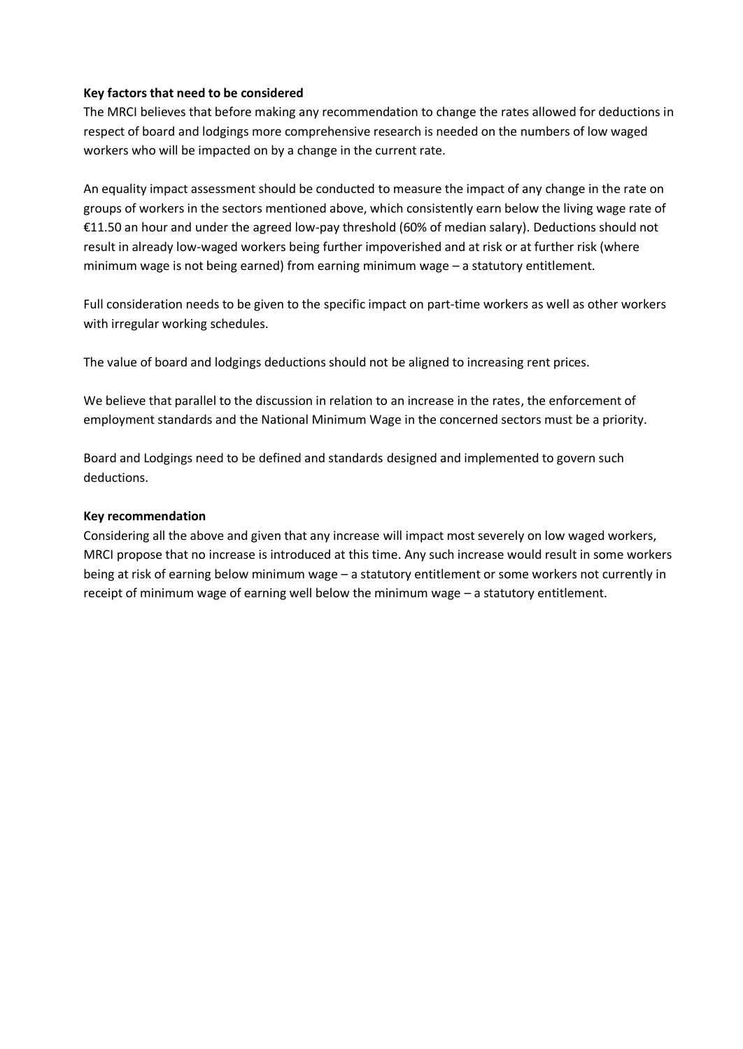**Key factors that need to be considered**

The MRCI believes that before making any recommendation to change the rates allowed for deductions in respect of board and lodgings more comprehensive research is needed on the numbers of low waged workers who will be impacted on by a change in the current rate.

An equality impact assessment should be conducted to measure the impact of any change in the rate on groups of workers in the sectors mentioned above, which consistently earn below the living wage rate of €11.50 an hour and under the agreed low-pay threshold (60% of median salary). Deductions should not result in already low-waged workers being further impoverished and at risk or at further risk (where minimum wage is not being earned) from earning minimum wage – a statutory entitlement.

Full consideration needs to be given to the specific impact on part-time workers as well as other workers with irregular working schedules.

The value of board and lodgings deductions should not be aligned to increasing rent prices.

We believe that parallel to the discussion in relation to an increase in the rates, the enforcement of employment standards and the National Minimum Wage in the concerned sectors must be a priority.

Board and Lodgings need to be defined and standards designed and implemented to govern such deductions.

**Key recommendation**

Considering all the above and given that any increase will impact most severely on low waged workers, MRCI propose that no increase is introduced at this time. Any such increase would result in some workers being at risk of earning below minimum wage – a statutory entitlement or some workers not currently in receipt of minimum wage of earning well below the minimum wage – a statutory entitlement.